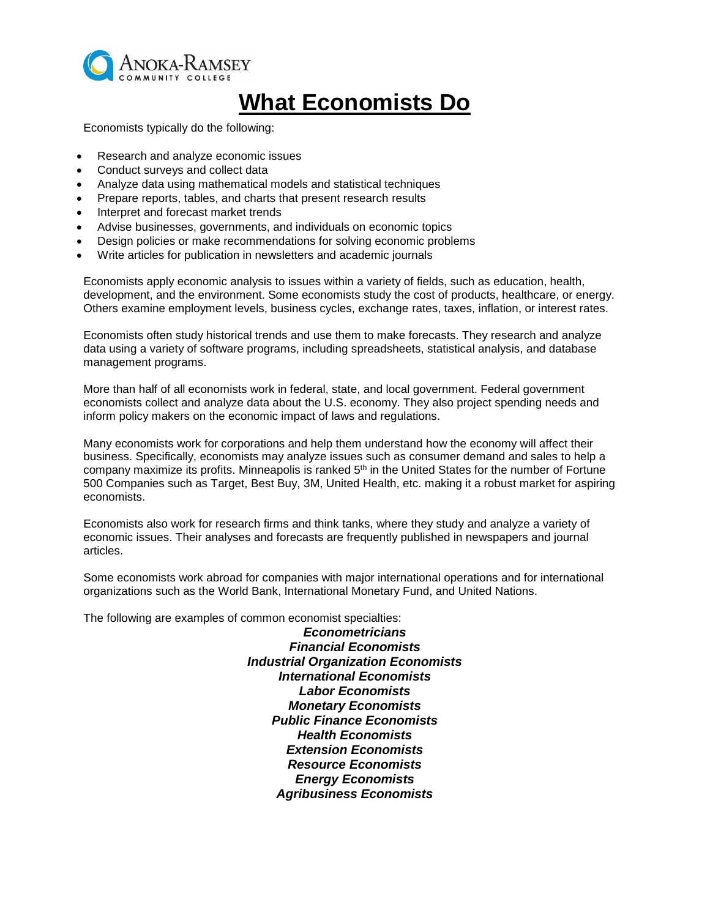Anoka-Ramsey Community College

# What Economists Do

Economists typically do the following:

- Research and analyze economic issues
- Conduct surveys and collect data
- Analyze data using mathematical models and statistical techniques
- Prepare reports, tables, and charts that present research results
- Interpret and forecast market trends
- Advise businesses, governments, and individuals on economic topics
- Design policies or make recommendations for solving economic problems
- Write articles for publication in newsletters and academic journals

Economists apply economic analysis to issues within a variety of fields, such as education, health, development, and the environment. Some economists study the cost of products, healthcare, or energy. Others examine employment levels, business cycles, exchange rates, taxes, inflation, or interest rates.

Economists often study historical trends and use them to make forecasts. They research and analyze data using a variety of software programs, including spreadsheets, statistical analysis, and database management programs.

More than half of all economists work in federal, state, and local government. Federal government economists collect and analyze data about the U.S. economy. They also project spending needs and inform policy makers on the economic impact of laws and regulations.

Many economists work for corporations and help them understand how the economy will affect their business. Specifically, economists may analyze issues such as consumer demand and sales to help a company maximize its profits. Minneapolis is ranked 5th in the United States for the number of Fortune 500 Companies such as Target, Best Buy, 3M, United Health, etc. making it a robust market for aspiring economists.

Economists also work for research firms and think tanks, where they study and analyze a variety of economic issues. Their analyses and forecasts are frequently published in newspapers and journal articles.

Some economists work abroad for companies with major international operations and for international organizations such as the World Bank, International Monetary Fund, and United Nations.

The following are examples of common economist specialties:

***Econometricians***
***Financial Economists***
***Industrial Organization Economists***
***International Economists***
***Labor Economists***
***Monetary Economists***
***Public Finance Economists***
***Health Economists***
***Extension Economists***
***Resource Economists***
***Energy Economists***
***Agribusiness Economists***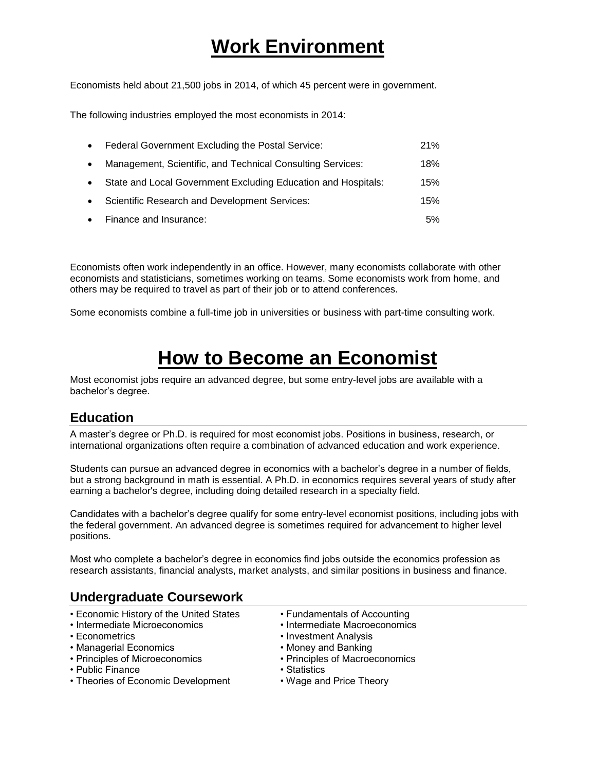# Work Environment

Economists held about 21,500 jobs in 2014, of which 45 percent were in government.

The following industries employed the most economists in 2014:

- Federal Government Excluding the Postal Service: 21%
- Management, Scientific, and Technical Consulting Services: 18%
- State and Local Government Excluding Education and Hospitals: 15%
- Scientific Research and Development Services: 15%
- Finance and Insurance: 5%

Economists often work independently in an office. However, many economists collaborate with other economists and statisticians, sometimes working on teams. Some economists work from home, and others may be required to travel as part of their job or to attend conferences.

Some economists combine a full-time job in universities or business with part-time consulting work.

# How to Become an Economist

Most economist jobs require an advanced degree, but some entry-level jobs are available with a bachelor's degree.

## Education

A master's degree or Ph.D. is required for most economist jobs. Positions in business, research, or international organizations often require a combination of advanced education and work experience.

Students can pursue an advanced degree in economics with a bachelor's degree in a number of fields, but a strong background in math is essential. A Ph.D. in economics requires several years of study after earning a bachelor's degree, including doing detailed research in a specialty field.

Candidates with a bachelor's degree qualify for some entry-level economist positions, including jobs with the federal government. An advanced degree is sometimes required for advancement to higher level positions.

Most who complete a bachelor's degree in economics find jobs outside the economics profession as research assistants, financial analysts, market analysts, and similar positions in business and finance.

## Undergraduate Coursework

- Economic History of the United States
- Intermediate Microeconomics
- Econometrics
- Managerial Economics
- Principles of Microeconomics
- Public Finance
- Theories of Economic Development
- Fundamentals of Accounting
- Intermediate Macroeconomics
- Investment Analysis
- Money and Banking
- Principles of Macroeconomics
- Statistics
- Wage and Price Theory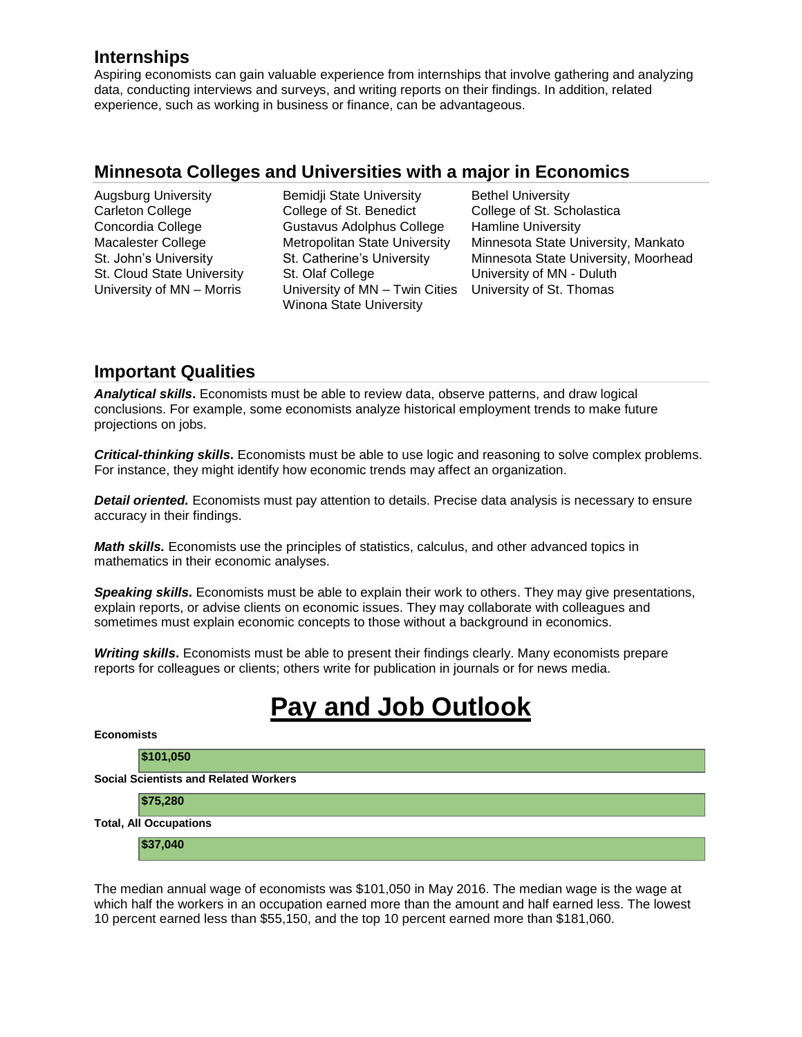## Internships

Aspiring economists can gain valuable experience from internships that involve gathering and analyzing data, conducting interviews and surveys, and writing reports on their findings. In addition, related experience, such as working in business or finance, can be advantageous.

## Minnesota Colleges and Universities with a major in Economics

- Augsburg University
- Bemidji State University
- Bethel University
- Carleton College
- College of St. Benedict
- College of St. Scholastica
- Concordia College
- Gustavus Adolphus College
- Hamline University
- Macalester College
- Metropolitan State University
- Minnesota State University, Mankato
- St. John's University
- St. Catherine's University
- Minnesota State University, Moorhead
- St. Cloud State University
- St. Olaf College
- University of MN - Duluth
- University of MN – Morris
- University of MN – Twin Cities
- University of St. Thomas
- Winona State University

## Important Qualities

***Analytical skills*.** Economists must be able to review data, observe patterns, and draw logical conclusions. For example, some economists analyze historical employment trends to make future projections on jobs.

***Critical-thinking skills.*** Economists must be able to use logic and reasoning to solve complex problems. For instance, they might identify how economic trends may affect an organization.

***Detail oriented.*** Economists must pay attention to details. Precise data analysis is necessary to ensure accuracy in their findings.

***Math skills.*** Economists use the principles of statistics, calculus, and other advanced topics in mathematics in their economic analyses.

***Speaking skills*.** Economists must be able to explain their work to others. They may give presentations, explain reports, or advise clients on economic issues. They may collaborate with colleagues and sometimes must explain economic concepts to those without a background in economics.

***Writing skills*.** Economists must be able to present their findings clearly. Many economists prepare reports for colleagues or clients; others write for publication in journals or for news media.

# Pay and Job Outlook

| Occupation | Median Annual Wage |
| --- | --- |
| **Economists** | **$101,050** |
| **Social Scientists and Related Workers** | **$75,280** |
| **Total, All Occupations** | **$37,040** |

The median annual wage of economists was $101,050 in May 2016. The median wage is the wage at which half the workers in an occupation earned more than the amount and half earned less. The lowest 10 percent earned less than $55,150, and the top 10 percent earned more than $181,060.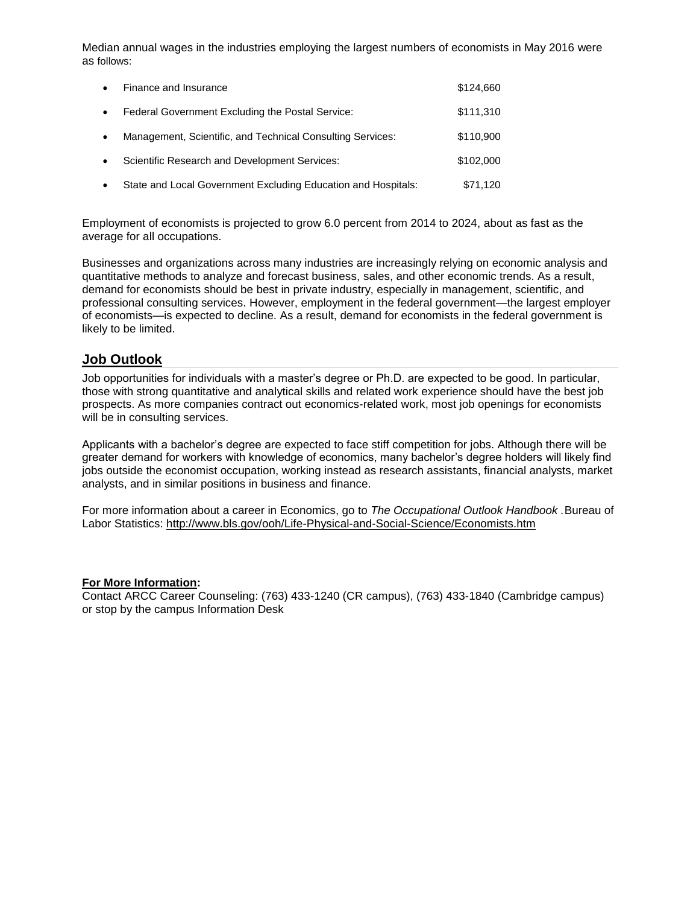Median annual wages in the industries employing the largest numbers of economists in May 2016 were as follows:

- Finance and Insurance $124,660
- Federal Government Excluding the Postal Service: $111,310
- Management, Scientific, and Technical Consulting Services: $110,900
- Scientific Research and Development Services: $102,000
- State and Local Government Excluding Education and Hospitals: $71,120

Employment of economists is projected to grow 6.0 percent from 2014 to 2024, about as fast as the average for all occupations.

Businesses and organizations across many industries are increasingly relying on economic analysis and quantitative methods to analyze and forecast business, sales, and other economic trends. As a result, demand for economists should be best in private industry, especially in management, scientific, and professional consulting services. However, employment in the federal government—the largest employer of economists—is expected to decline. As a result, demand for economists in the federal government is likely to be limited.

## Job Outlook

Job opportunities for individuals with a master's degree or Ph.D. are expected to be good. In particular, those with strong quantitative and analytical skills and related work experience should have the best job prospects. As more companies contract out economics-related work, most job openings for economists will be in consulting services.

Applicants with a bachelor's degree are expected to face stiff competition for jobs. Although there will be greater demand for workers with knowledge of economics, many bachelor's degree holders will likely find jobs outside the economist occupation, working instead as research assistants, financial analysts, market analysts, and in similar positions in business and finance.

For more information about a career in Economics, go to *The Occupational Outlook Handbook .*Bureau of Labor Statistics: http://www.bls.gov/ooh/Life-Physical-and-Social-Science/Economists.htm

**For More Information:**
Contact ARCC Career Counseling: (763) 433-1240 (CR campus), (763) 433-1840 (Cambridge campus) or stop by the campus Information Desk